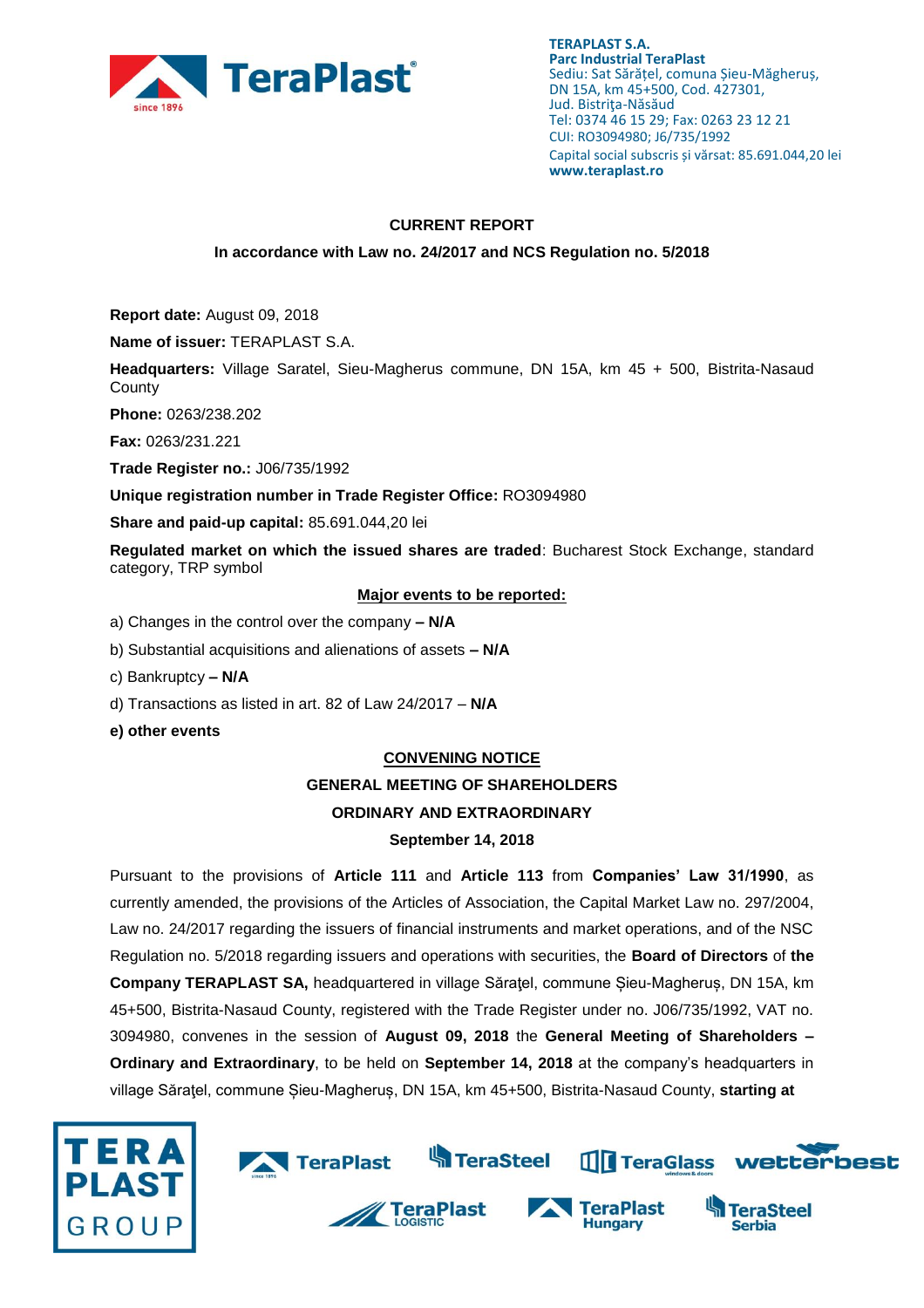TERAPLAST S.A.
Parc Industrial TeraPlast
Sediu: Sat Sărățel, comuna Șieu-Măgheruș, DN 15A, km 45+500, Cod. 427301, Jud. Bistrița-Năsăud
Tel: 0374 46 15 29; Fax: 0263 23 12 21
CUI: RO3094980; J6/735/1992
Capital social subscris și vărsat: 85.691.044,20 lei
www.teraplast.ro

## CURRENT REPORT

### In accordance with Law no. 24/2017 and NCS Regulation no. 5/2018

**Report date:** August 09, 2018

**Name of issuer:** TERAPLAST S.A.

**Headquarters:** Village Saratel, Sieu-Magherus commune, DN 15A, km 45 + 500, Bistrita-Nasaud County

**Phone:** 0263/238.202

**Fax:** 0263/231.221

**Trade Register no.:** J06/735/1992

**Unique registration number in Trade Register Office:** RO3094980

**Share and paid-up capital:** 85.691.044,20 lei

**Regulated market on which the issued shares are traded**: Bucharest Stock Exchange, standard category, TRP symbol

**Major events to be reported:**

a) Changes in the control over the company **– N/A**

b) Substantial acquisitions and alienations of assets **– N/A**

c) Bankruptcy **– N/A**

d) Transactions as listed in art. 82 of Law 24/2017 – **N/A**

**e) other events**

**CONVENING NOTICE**

**GENERAL MEETING OF SHAREHOLDERS**

**ORDINARY AND EXTRAORDINARY**

**September 14, 2018**

Pursuant to the provisions of **Article 111** and **Article 113** from **Companies' Law 31/1990**, as currently amended, the provisions of the Articles of Association, the Capital Market Law no. 297/2004, Law no. 24/2017 regarding the issuers of financial instruments and market operations, and of the NSC Regulation no. 5/2018 regarding issuers and operations with securities, the **Board of Directors** of **the Company TERAPLAST SA,** headquartered in village Sărațel, commune Șieu-Magheruș, DN 15A, km 45+500, Bistrita-Nasaud County, registered with the Trade Register under no. J06/735/1992, VAT no. 3094980, convenes in the session of **August 09, 2018** the **General Meeting of Shareholders – Ordinary and Extraordinary**, to be held on **September 14, 2018** at the company's headquarters in village Sărațel, commune Șieu-Magheruș, DN 15A, km 45+500, Bistrita-Nasaud County, **starting at**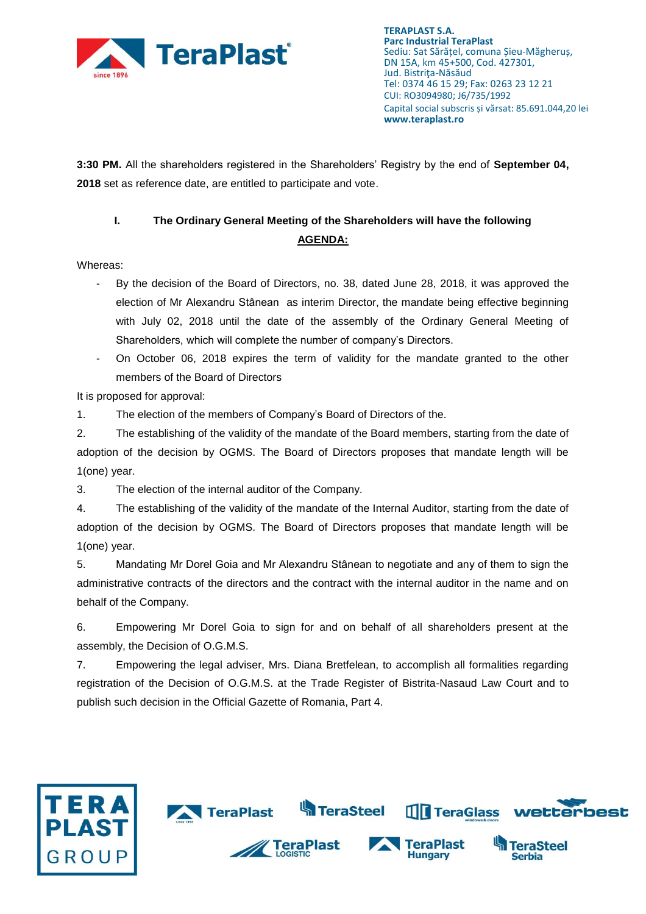**3:30 PM.** All the shareholders registered in the Shareholders' Registry by the end of **September 04, 2018** set as reference date, are entitled to participate and vote.

## I. The Ordinary General Meeting of the Shareholders will have the following <u>AGENDA:</u>

Whereas:

- By the decision of the Board of Directors, no. 38, dated June 28, 2018, it was approved the election of Mr Alexandru Stânean as interim Director, the mandate being effective beginning with July 02, 2018 until the date of the assembly of the Ordinary General Meeting of Shareholders, which will complete the number of company's Directors.
- On October 06, 2018 expires the term of validity for the mandate granted to the other members of the Board of Directors

It is proposed for approval:

1. The election of the members of Company's Board of Directors of the.
2. The establishing of the validity of the mandate of the Board members, starting from the date of adoption of the decision by OGMS. The Board of Directors proposes that mandate length will be 1(one) year.
3. The election of the internal auditor of the Company.
4. The establishing of the validity of the mandate of the Internal Auditor, starting from the date of adoption of the decision by OGMS. The Board of Directors proposes that mandate length will be 1(one) year.
5. Mandating Mr Dorel Goia and Mr Alexandru Stânean to negotiate and any of them to sign the administrative contracts of the directors and the contract with the internal auditor in the name and on behalf of the Company.
6. Empowering Mr Dorel Goia to sign for and on behalf of all shareholders present at the assembly, the Decision of O.G.M.S.
7. Empowering the legal adviser, Mrs. Diana Bretfelean, to accomplish all formalities regarding registration of the Decision of O.G.M.S. at the Trade Register of Bistrita-Nasaud Law Court and to publish such decision in the Official Gazette of Romania, Part 4.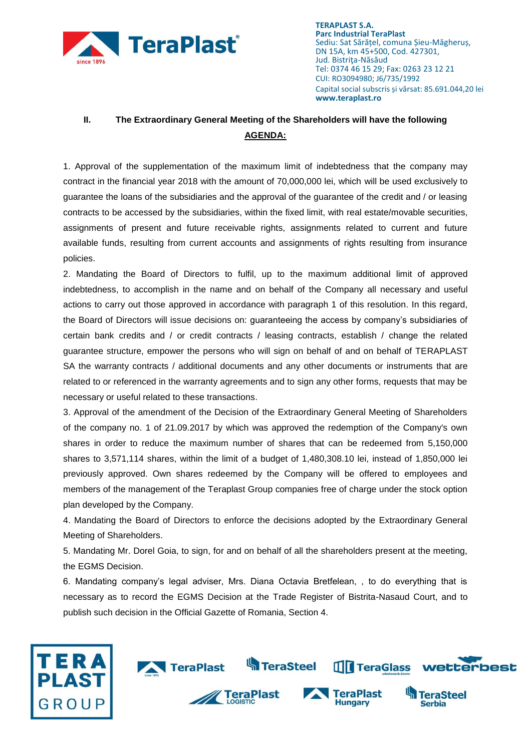## II. The Extraordinary General Meeting of the Shareholders will have the following AGENDA:

1. Approval of the supplementation of the maximum limit of indebtedness that the company may contract in the financial year 2018 with the amount of 70,000,000 lei, which will be used exclusively to guarantee the loans of the subsidiaries and the approval of the guarantee of the credit and / or leasing contracts to be accessed by the subsidiaries, within the fixed limit, with real estate/movable securities, assignments of present and future receivable rights, assignments related to current and future available funds, resulting from current accounts and assignments of rights resulting from insurance policies.

2. Mandating the Board of Directors to fulfil, up to the maximum additional limit of approved indebtedness, to accomplish in the name and on behalf of the Company all necessary and useful actions to carry out those approved in accordance with paragraph 1 of this resolution. In this regard, the Board of Directors will issue decisions on: guaranteeing the access by company's subsidiaries of certain bank credits and / or credit contracts / leasing contracts, establish / change the related guarantee structure, empower the persons who will sign on behalf of and on behalf of TERAPLAST SA the warranty contracts / additional documents and any other documents or instruments that are related to or referenced in the warranty agreements and to sign any other forms, requests that may be necessary or useful related to these transactions.

3. Approval of the amendment of the Decision of the Extraordinary General Meeting of Shareholders of the company no. 1 of 21.09.2017 by which was approved the redemption of the Company's own shares in order to reduce the maximum number of shares that can be redeemed from 5,150,000 shares to 3,571,114 shares, within the limit of a budget of 1,480,308.10 lei, instead of 1,850,000 lei previously approved. Own shares redeemed by the Company will be offered to employees and members of the management of the Teraplast Group companies free of charge under the stock option plan developed by the Company.

4. Mandating the Board of Directors to enforce the decisions adopted by the Extraordinary General Meeting of Shareholders.

5. Mandating Mr. Dorel Goia, to sign, for and on behalf of all the shareholders present at the meeting, the EGMS Decision.

6. Mandating company's legal adviser, Mrs. Diana Octavia Bretfelean, , to do everything that is necessary as to record the EGMS Decision at the Trade Register of Bistrita-Nasaud Court, and to publish such decision in the Official Gazette of Romania, Section 4.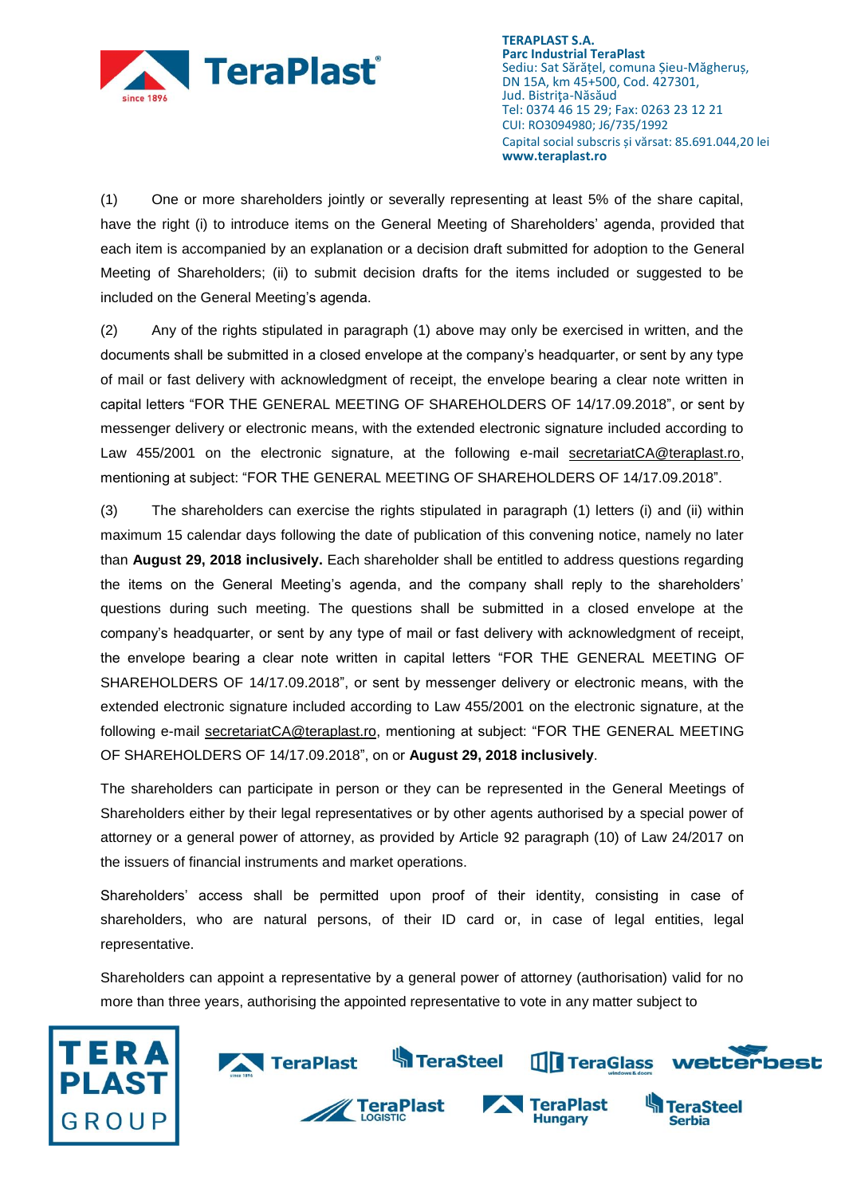(1) One or more shareholders jointly or severally representing at least 5% of the share capital, have the right (i) to introduce items on the General Meeting of Shareholders' agenda, provided that each item is accompanied by an explanation or a decision draft submitted for adoption to the General Meeting of Shareholders; (ii) to submit decision drafts for the items included or suggested to be included on the General Meeting's agenda.

(2) Any of the rights stipulated in paragraph (1) above may only be exercised in written, and the documents shall be submitted in a closed envelope at the company's headquarter, or sent by any type of mail or fast delivery with acknowledgment of receipt, the envelope bearing a clear note written in capital letters "FOR THE GENERAL MEETING OF SHAREHOLDERS OF 14/17.09.2018", or sent by messenger delivery or electronic means, with the extended electronic signature included according to Law 455/2001 on the electronic signature, at the following e-mail secretariatCA@teraplast.ro, mentioning at subject: "FOR THE GENERAL MEETING OF SHAREHOLDERS OF 14/17.09.2018".

(3) The shareholders can exercise the rights stipulated in paragraph (1) letters (i) and (ii) within maximum 15 calendar days following the date of publication of this convening notice, namely no later than **August 29, 2018 inclusively.** Each shareholder shall be entitled to address questions regarding the items on the General Meeting's agenda, and the company shall reply to the shareholders' questions during such meeting. The questions shall be submitted in a closed envelope at the company's headquarter, or sent by any type of mail or fast delivery with acknowledgment of receipt, the envelope bearing a clear note written in capital letters "FOR THE GENERAL MEETING OF SHAREHOLDERS OF 14/17.09.2018", or sent by messenger delivery or electronic means, with the extended electronic signature included according to Law 455/2001 on the electronic signature, at the following e-mail secretariatCA@teraplast.ro, mentioning at subject: "FOR THE GENERAL MEETING OF SHAREHOLDERS OF 14/17.09.2018", on or **August 29, 2018 inclusively**.

The shareholders can participate in person or they can be represented in the General Meetings of Shareholders either by their legal representatives or by other agents authorised by a special power of attorney or a general power of attorney, as provided by Article 92 paragraph (10) of Law 24/2017 on the issuers of financial instruments and market operations.

Shareholders' access shall be permitted upon proof of their identity, consisting in case of shareholders, who are natural persons, of their ID card or, in case of legal entities, legal representative.

Shareholders can appoint a representative by a general power of attorney (authorisation) valid for no more than three years, authorising the appointed representative to vote in any matter subject to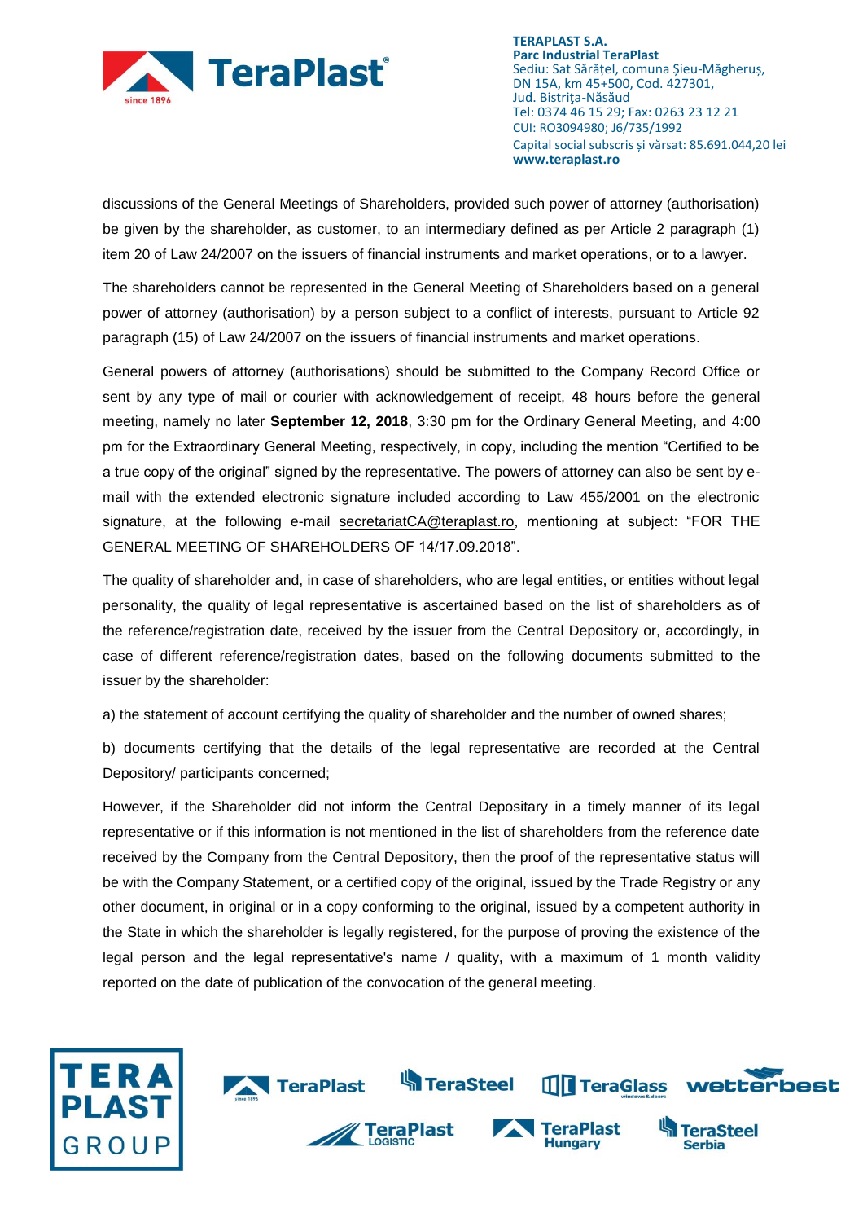discussions of the General Meetings of Shareholders, provided such power of attorney (authorisation) be given by the shareholder, as customer, to an intermediary defined as per Article 2 paragraph (1) item 20 of Law 24/2007 on the issuers of financial instruments and market operations, or to a lawyer.

The shareholders cannot be represented in the General Meeting of Shareholders based on a general power of attorney (authorisation) by a person subject to a conflict of interests, pursuant to Article 92 paragraph (15) of Law 24/2007 on the issuers of financial instruments and market operations.

General powers of attorney (authorisations) should be submitted to the Company Record Office or sent by any type of mail or courier with acknowledgement of receipt, 48 hours before the general meeting, namely no later **September 12, 2018**, 3:30 pm for the Ordinary General Meeting, and 4:00 pm for the Extraordinary General Meeting, respectively, in copy, including the mention "Certified to be a true copy of the original" signed by the representative. The powers of attorney can also be sent by e-mail with the extended electronic signature included according to Law 455/2001 on the electronic signature, at the following e-mail secretariatCA@teraplast.ro, mentioning at subject: "FOR THE GENERAL MEETING OF SHAREHOLDERS OF 14/17.09.2018".

The quality of shareholder and, in case of shareholders, who are legal entities, or entities without legal personality, the quality of legal representative is ascertained based on the list of shareholders as of the reference/registration date, received by the issuer from the Central Depository or, accordingly, in case of different reference/registration dates, based on the following documents submitted to the issuer by the shareholder:

a) the statement of account certifying the quality of shareholder and the number of owned shares;

b) documents certifying that the details of the legal representative are recorded at the Central Depository/ participants concerned;

However, if the Shareholder did not inform the Central Depositary in a timely manner of its legal representative or if this information is not mentioned in the list of shareholders from the reference date received by the Company from the Central Depository, then the proof of the representative status will be with the Company Statement, or a certified copy of the original, issued by the Trade Registry or any other document, in original or in a copy conforming to the original, issued by a competent authority in the State in which the shareholder is legally registered, for the purpose of proving the existence of the legal person and the legal representative's name / quality, with a maximum of 1 month validity reported on the date of publication of the convocation of the general meeting.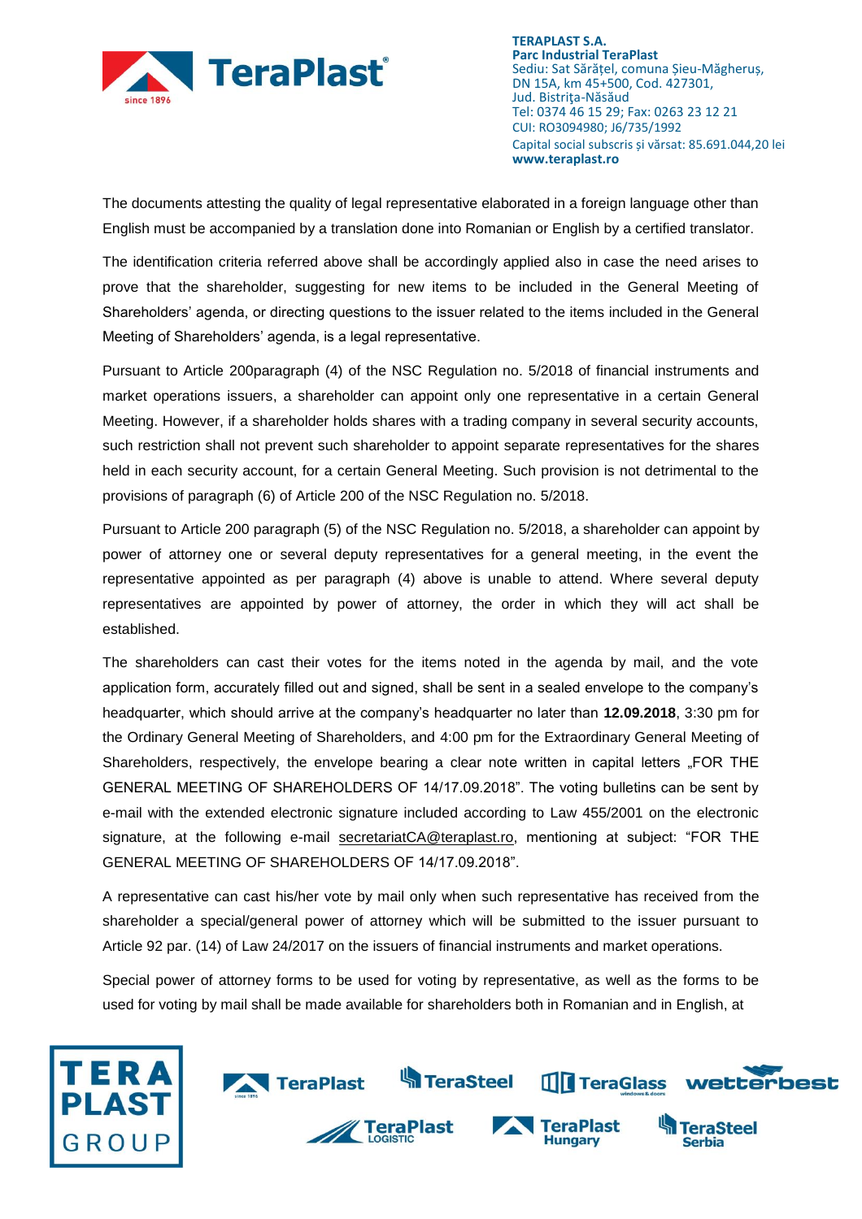The documents attesting the quality of legal representative elaborated in a foreign language other than English must be accompanied by a translation done into Romanian or English by a certified translator.

The identification criteria referred above shall be accordingly applied also in case the need arises to prove that the shareholder, suggesting for new items to be included in the General Meeting of Shareholders' agenda, or directing questions to the issuer related to the items included in the General Meeting of Shareholders' agenda, is a legal representative.

Pursuant to Article 200paragraph (4) of the NSC Regulation no. 5/2018 of financial instruments and market operations issuers, a shareholder can appoint only one representative in a certain General Meeting. However, if a shareholder holds shares with a trading company in several security accounts, such restriction shall not prevent such shareholder to appoint separate representatives for the shares held in each security account, for a certain General Meeting. Such provision is not detrimental to the provisions of paragraph (6) of Article 200 of the NSC Regulation no. 5/2018.

Pursuant to Article 200 paragraph (5) of the NSC Regulation no. 5/2018, a shareholder can appoint by power of attorney one or several deputy representatives for a general meeting, in the event the representative appointed as per paragraph (4) above is unable to attend. Where several deputy representatives are appointed by power of attorney, the order in which they will act shall be established.

The shareholders can cast their votes for the items noted in the agenda by mail, and the vote application form, accurately filled out and signed, shall be sent in a sealed envelope to the company's headquarter, which should arrive at the company's headquarter no later than **12.09.2018**, 3:30 pm for the Ordinary General Meeting of Shareholders, and 4:00 pm for the Extraordinary General Meeting of Shareholders, respectively, the envelope bearing a clear note written in capital letters „FOR THE GENERAL MEETING OF SHAREHOLDERS OF 14/17.09.2018". The voting bulletins can be sent by e-mail with the extended electronic signature included according to Law 455/2001 on the electronic signature, at the following e-mail secretariatCA@teraplast.ro, mentioning at subject: "FOR THE GENERAL MEETING OF SHAREHOLDERS OF 14/17.09.2018".

A representative can cast his/her vote by mail only when such representative has received from the shareholder a special/general power of attorney which will be submitted to the issuer pursuant to Article 92 par. (14) of Law 24/2017 on the issuers of financial instruments and market operations.

Special power of attorney forms to be used for voting by representative, as well as the forms to be used for voting by mail shall be made available for shareholders both in Romanian and in English, at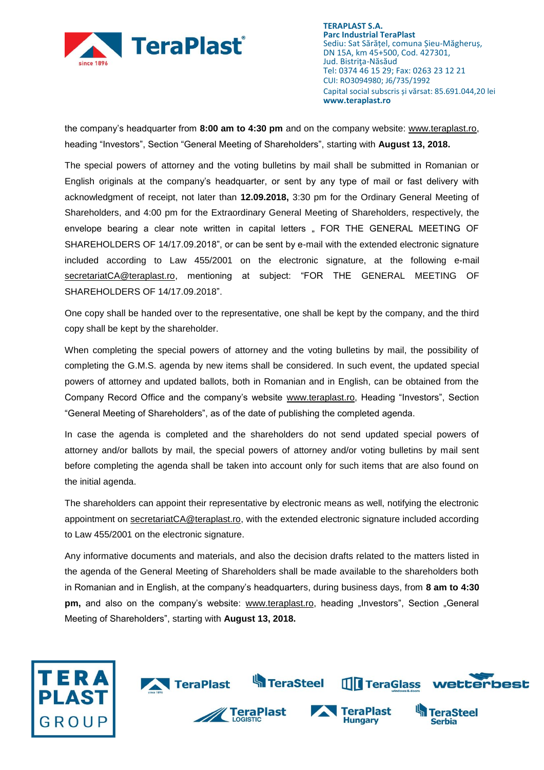the company's headquarter from **8:00 am to 4:30 pm** and on the company website: www.teraplast.ro, heading "Investors", Section "General Meeting of Shareholders", starting with **August 13, 2018.**

The special powers of attorney and the voting bulletins by mail shall be submitted in Romanian or English originals at the company's headquarter, or sent by any type of mail or fast delivery with acknowledgment of receipt, not later than **12.09.2018,** 3:30 pm for the Ordinary General Meeting of Shareholders, and 4:00 pm for the Extraordinary General Meeting of Shareholders, respectively, the envelope bearing a clear note written in capital letters „ FOR THE GENERAL MEETING OF SHAREHOLDERS OF 14/17.09.2018", or can be sent by e-mail with the extended electronic signature included according to Law 455/2001 on the electronic signature, at the following e-mail secretariatCA@teraplast.ro, mentioning at subject: "FOR THE GENERAL MEETING OF SHAREHOLDERS OF 14/17.09.2018".

One copy shall be handed over to the representative, one shall be kept by the company, and the third copy shall be kept by the shareholder.

When completing the special powers of attorney and the voting bulletins by mail, the possibility of completing the G.M.S. agenda by new items shall be considered. In such event, the updated special powers of attorney and updated ballots, both in Romanian and in English, can be obtained from the Company Record Office and the company's website www.teraplast.ro, Heading "Investors", Section "General Meeting of Shareholders", as of the date of publishing the completed agenda.

In case the agenda is completed and the shareholders do not send updated special powers of attorney and/or ballots by mail, the special powers of attorney and/or voting bulletins by mail sent before completing the agenda shall be taken into account only for such items that are also found on the initial agenda.

The shareholders can appoint their representative by electronic means as well, notifying the electronic appointment on secretariatCA@teraplast.ro, with the extended electronic signature included according to Law 455/2001 on the electronic signature.

Any informative documents and materials, and also the decision drafts related to the matters listed in the agenda of the General Meeting of Shareholders shall be made available to the shareholders both in Romanian and in English, at the company's headquarters, during business days, from **8 am to 4:30 pm,** and also on the company's website: www.teraplast.ro, heading „Investors", Section „General Meeting of Shareholders", starting with **August 13, 2018.**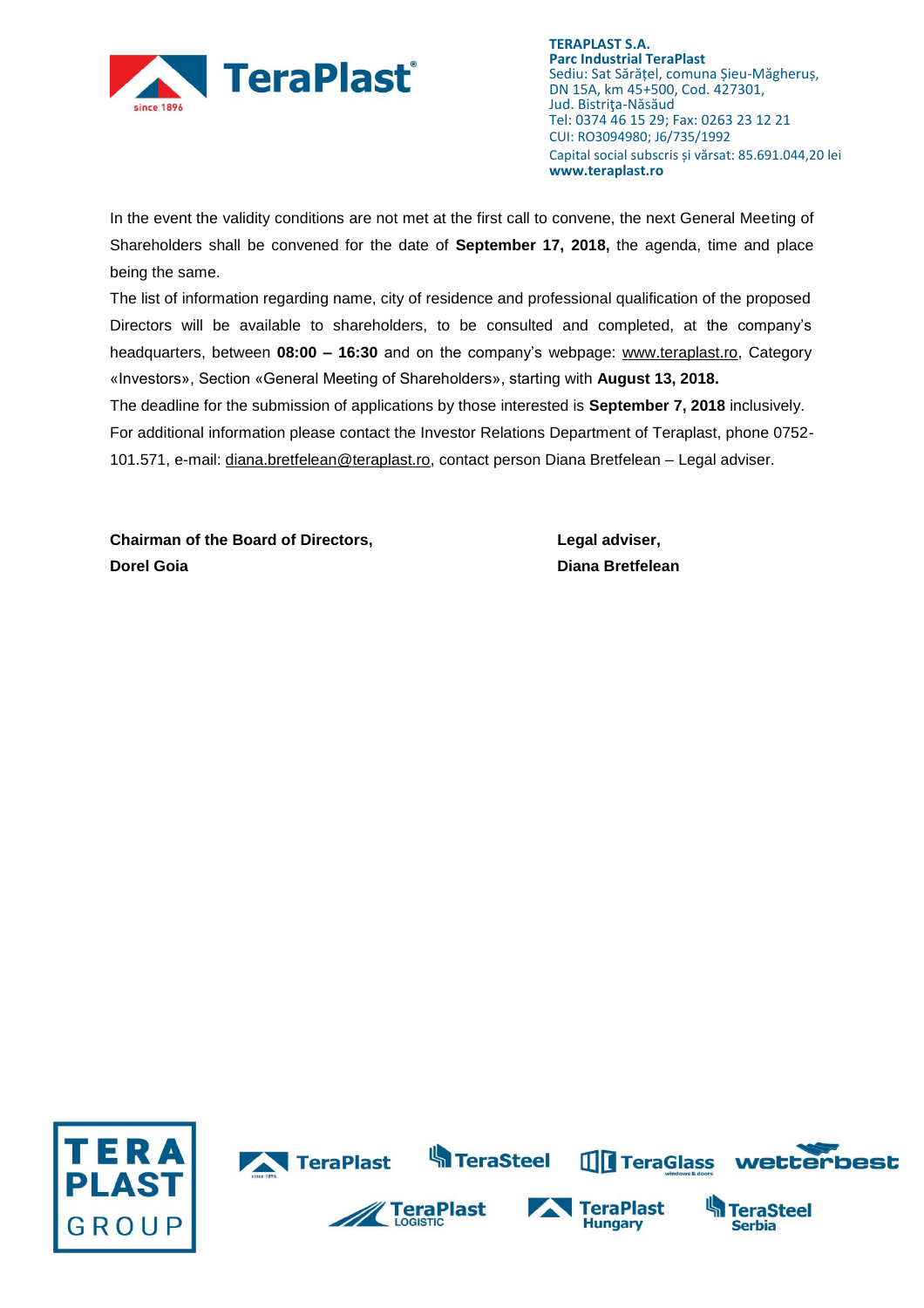In the event the validity conditions are not met at the first call to convene, the next General Meeting of Shareholders shall be convened for the date of **September 17, 2018,** the agenda, time and place being the same.

The list of information regarding name, city of residence and professional qualification of the proposed Directors will be available to shareholders, to be consulted and completed, at the company's headquarters, between **08:00 – 16:30** and on the company's webpage: www.teraplast.ro, Category «Investors», Section «General Meeting of Shareholders», starting with **August 13, 2018.**

The deadline for the submission of applications by those interested is **September 7, 2018** inclusively.

For additional information please contact the Investor Relations Department of Teraplast, phone 0752-101.571, e-mail: diana.bretfelean@teraplast.ro, contact person Diana Bretfelean – Legal adviser.

**Chairman of the Board of Directors,**
**Dorel Goia**

**Legal adviser,**
**Diana Bretfelean**